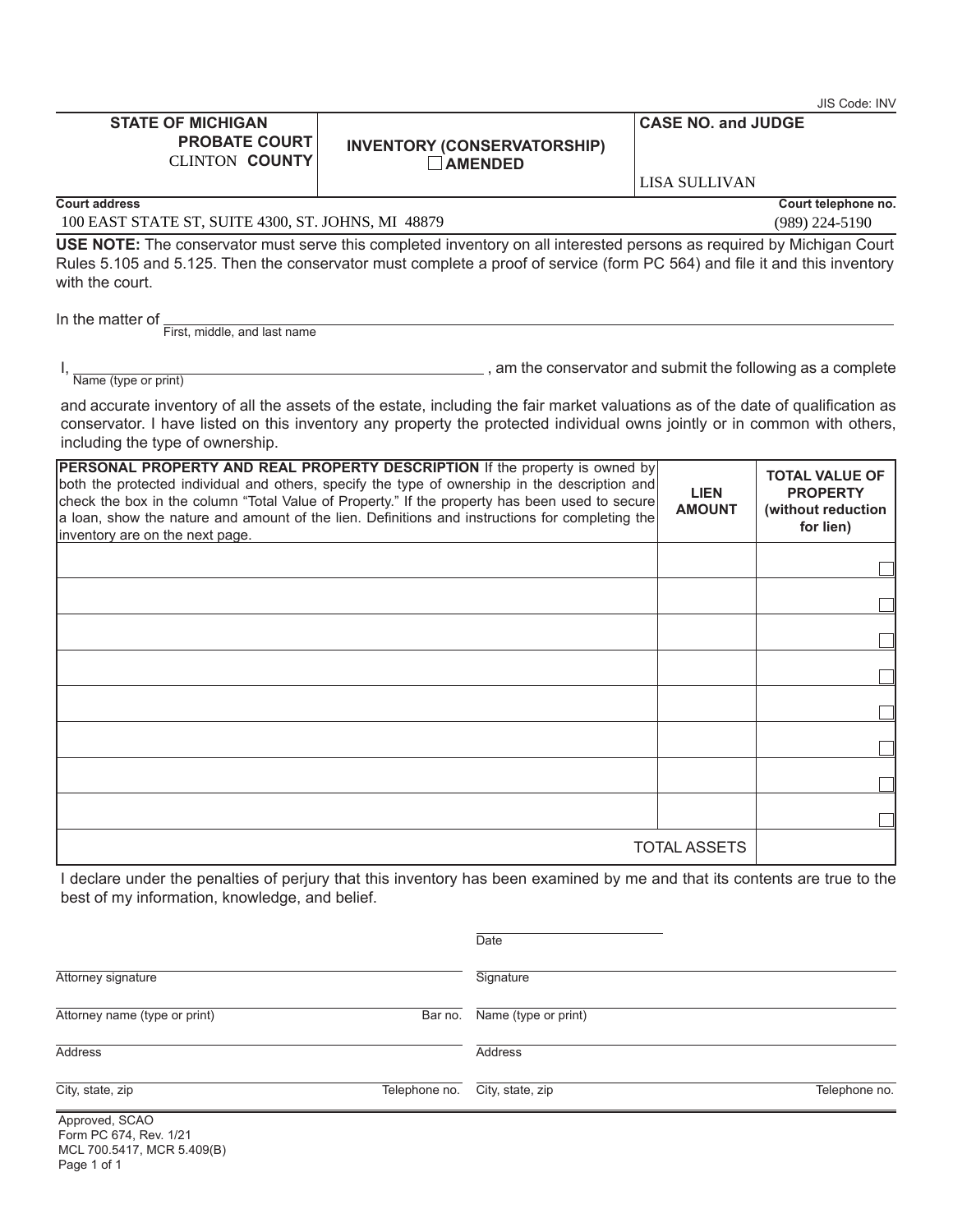JIS Code: INV

| STATE OF MICHIGAN PROBATE COURT CLINTON COUNTY | INVENTORY (CONSERVATORSHIP) ☐ AMENDED | CASE NO. and JUDGE LISA SULLIVAN |
|---|---|---|

**Court address**
100 EAST STATE ST, SUITE 4300, ST. JOHNS, MI 48879

**Court telephone no.**
(989) 224-5190

**USE NOTE:** The conservator must serve this completed inventory on all interested persons as required by Michigan Court Rules 5.105 and 5.125. Then the conservator must complete a proof of service (form PC 564) and file it and this inventory with the court.

In the matter of ______________________________
First, middle, and last name

I, ______________________________, am the conservator and submit the following as a complete
Name (type or print)

and accurate inventory of all the assets of the estate, including the fair market valuations as of the date of qualification as conservator. I have listed on this inventory any property the protected individual owns jointly or in common with others, including the type of ownership.

| **PERSONAL PROPERTY AND REAL PROPERTY DESCRIPTION** If the property is owned by both the protected individual and others, specify the type of ownership in the description and check the box in the column "Total Value of Property." If the property has been used to secure a loan, show the nature and amount of the lien. Definitions and instructions for completing the inventory are on the next page. | **LIEN AMOUNT** | **TOTAL VALUE OF PROPERTY (without reduction for lien)** |
|---|---|---|
| | | ☐ |
| | | ☐ |
| | | ☐ |
| | | ☐ |
| | | ☐ |
| | | ☐ |
| | | ☐ |
| | | ☐ |
| | TOTAL ASSETS | |

I declare under the penalties of perjury that this inventory has been examined by me and that its contents are true to the best of my information, knowledge, and belief.

______________________________
Date

| | |
|---|---|
| Attorney signature | Signature |
| Attorney name (type or print) Bar no. | Name (type or print) |
| Address | Address |
| City, state, zip Telephone no. | City, state, zip Telephone no. |

Approved, SCAO
Form PC 674, Rev. 1/21
MCL 700.5417, MCR 5.409(B)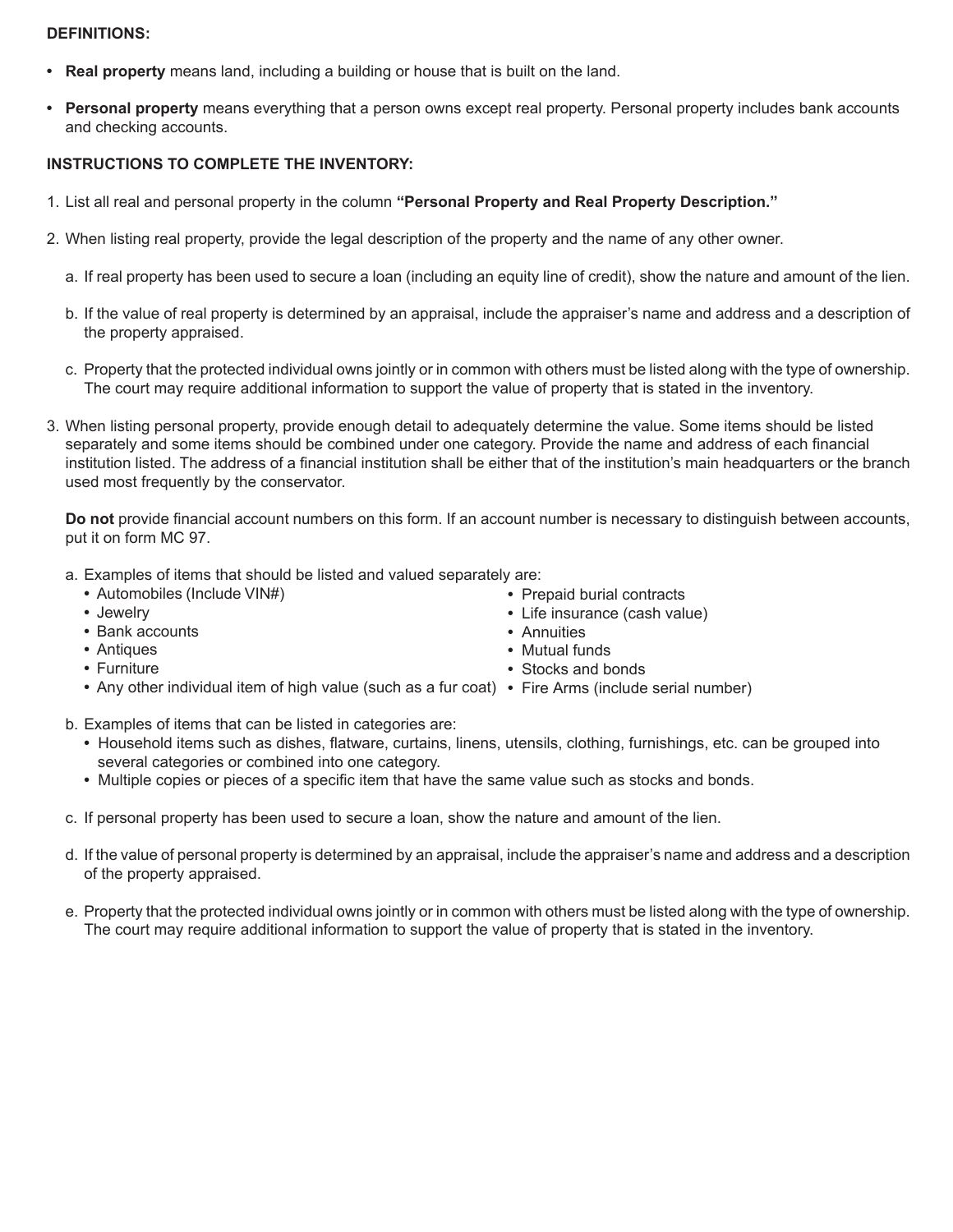**DEFINITIONS:**

- **Real property** means land, including a building or house that is built on the land.
- **Personal property** means everything that a person owns except real property. Personal property includes bank accounts and checking accounts.

**INSTRUCTIONS TO COMPLETE THE INVENTORY:**

1. List all real and personal property in the column **"Personal Property and Real Property Description."**

2. When listing real property, provide the legal description of the property and the name of any other owner.

   a. If real property has been used to secure a loan (including an equity line of credit), show the nature and amount of the lien.

   b. If the value of real property is determined by an appraisal, include the appraiser's name and address and a description of the property appraised.

   c. Property that the protected individual owns jointly or in common with others must be listed along with the type of ownership. The court may require additional information to support the value of property that is stated in the inventory.

3. When listing personal property, provide enough detail to adequately determine the value. Some items should be listed separately and some items should be combined under one category. Provide the name and address of each financial institution listed. The address of a financial institution shall be either that of the institution's main headquarters or the branch used most frequently by the conservator.

   **Do not** provide financial account numbers on this form. If an account number is necessary to distinguish between accounts, put it on form MC 97.

   a. Examples of items that should be listed and valued separately are:
      - Automobiles (Include VIN#)
      - Jewelry
      - Bank accounts
      - Antiques
      - Furniture
      - Any other individual item of high value (such as a fur coat)
      - Prepaid burial contracts
      - Life insurance (cash value)
      - Annuities
      - Mutual funds
      - Stocks and bonds
      - Fire Arms (include serial number)

   b. Examples of items that can be listed in categories are:
      - Household items such as dishes, flatware, curtains, linens, utensils, clothing, furnishings, etc. can be grouped into several categories or combined into one category.
      - Multiple copies or pieces of a specific item that have the same value such as stocks and bonds.

   c. If personal property has been used to secure a loan, show the nature and amount of the lien.

   d. If the value of personal property is determined by an appraisal, include the appraiser's name and address and a description of the property appraised.

   e. Property that the protected individual owns jointly or in common with others must be listed along with the type of ownership. The court may require additional information to support the value of property that is stated in the inventory.